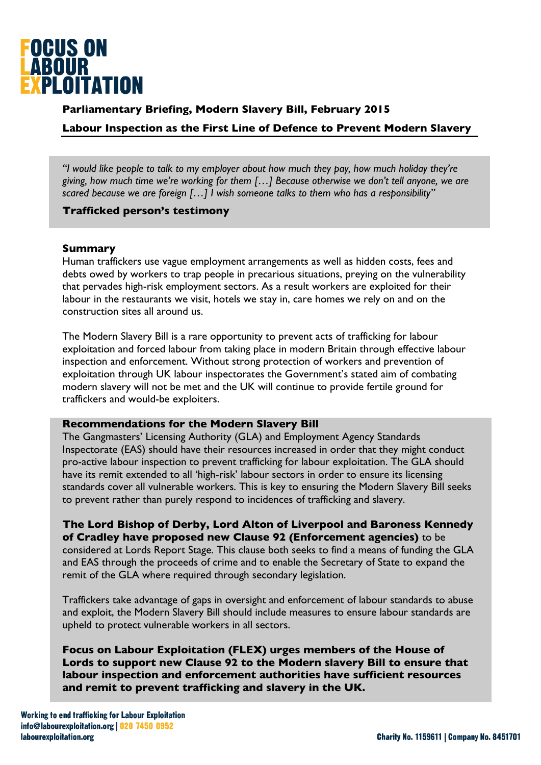# FOCUS ON LABOUR EXPLOITATION

**Parliamentary Briefing, Modern Slavery Bill, February 2015**

## Labour Inspection as the First Line of Defence to Prevent Modern Slavery

*"I would like people to talk to my employer about how much they pay, how much holiday they're giving, how much time we're working for them […] Because otherwise we don't tell anyone, we are scared because we are foreign […] I wish someone talks to them who has a responsibility"*

**Trafficked person's testimony**

### Summary

Human traffickers use vague employment arrangements as well as hidden costs, fees and debts owed by workers to trap people in precarious situations, preying on the vulnerability that pervades high-risk employment sectors. As a result workers are exploited for their labour in the restaurants we visit, hotels we stay in, care homes we rely on and on the construction sites all around us.

The Modern Slavery Bill is a rare opportunity to prevent acts of trafficking for labour exploitation and forced labour from taking place in modern Britain through effective labour inspection and enforcement. Without strong protection of workers and prevention of exploitation through UK labour inspectorates the Government's stated aim of combating modern slavery will not be met and the UK will continue to provide fertile ground for traffickers and would-be exploiters.

### Recommendations for the Modern Slavery Bill

The Gangmasters' Licensing Authority (GLA) and Employment Agency Standards Inspectorate (EAS) should have their resources increased in order that they might conduct pro-active labour inspection to prevent trafficking for labour exploitation. The GLA should have its remit extended to all 'high-risk' labour sectors in order to ensure its licensing standards cover all vulnerable workers. This is key to ensuring the Modern Slavery Bill seeks to prevent rather than purely respond to incidences of trafficking and slavery.

**The Lord Bishop of Derby, Lord Alton of Liverpool and Baroness Kennedy of Cradley have proposed new Clause 92 (Enforcement agencies)** to be considered at Lords Report Stage. This clause both seeks to find a means of funding the GLA and EAS through the proceeds of crime and to enable the Secretary of State to expand the remit of the GLA where required through secondary legislation.

Traffickers take advantage of gaps in oversight and enforcement of labour standards to abuse and exploit, the Modern Slavery Bill should include measures to ensure labour standards are upheld to protect vulnerable workers in all sectors.

**Focus on Labour Exploitation (FLEX) urges members of the House of Lords to support new Clause 92 to the Modern slavery Bill to ensure that labour inspection and enforcement authorities have sufficient resources and remit to prevent trafficking and slavery in the UK.**

Working to end trafficking for Labour Exploitation
info@labourexploitation.org | 020 7450 0952
labourexploitation.org

Charity No. 1159611 | Company No. 8451701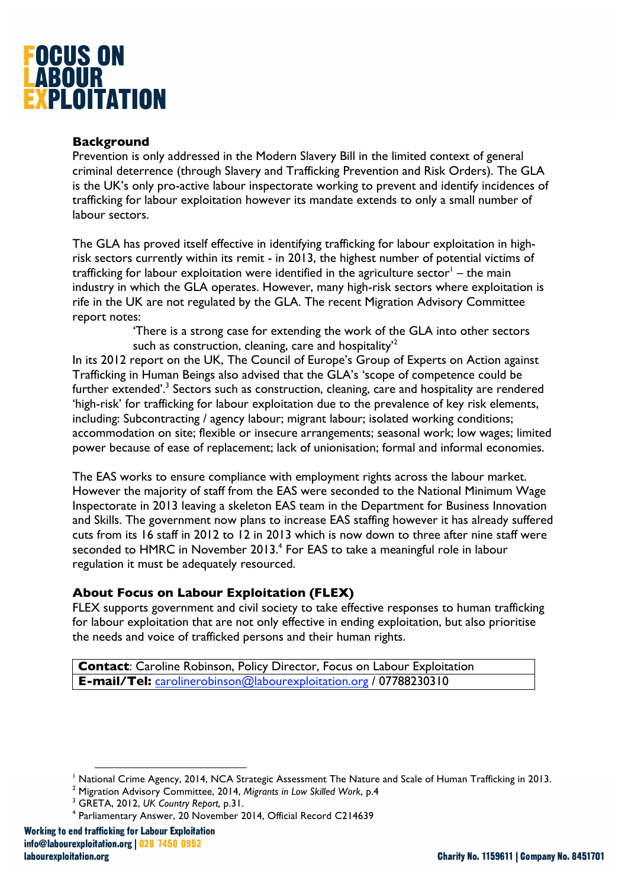### Background

Prevention is only addressed in the Modern Slavery Bill in the limited context of general criminal deterrence (through Slavery and Trafficking Prevention and Risk Orders). The GLA is the UK's only pro-active labour inspectorate working to prevent and identify incidences of trafficking for labour exploitation however its mandate extends to only a small number of labour sectors.

The GLA has proved itself effective in identifying trafficking for labour exploitation in high-risk sectors currently within its remit - in 2013, the highest number of potential victims of trafficking for labour exploitation were identified in the agriculture sector[1] – the main industry in which the GLA operates. However, many high-risk sectors where exploitation is rife in the UK are not regulated by the GLA. The recent Migration Advisory Committee report notes:

> 'There is a strong case for extending the work of the GLA into other sectors such as construction, cleaning, care and hospitality'[2]

In its 2012 report on the UK, The Council of Europe's Group of Experts on Action against Trafficking in Human Beings also advised that the GLA's 'scope of competence could be further extended'.[3] Sectors such as construction, cleaning, care and hospitality are rendered 'high-risk' for trafficking for labour exploitation due to the prevalence of key risk elements, including: Subcontracting / agency labour; migrant labour; isolated working conditions; accommodation on site; flexible or insecure arrangements; seasonal work; low wages; limited power because of ease of replacement; lack of unionisation; formal and informal economies.

The EAS works to ensure compliance with employment rights across the labour market. However the majority of staff from the EAS were seconded to the National Minimum Wage Inspectorate in 2013 leaving a skeleton EAS team in the Department for Business Innovation and Skills. The government now plans to increase EAS staffing however it has already suffered cuts from its 16 staff in 2012 to 12 in 2013 which is now down to three after nine staff were seconded to HMRC in November 2013.[4] For EAS to take a meaningful role in labour regulation it must be adequately resourced.

### About Focus on Labour Exploitation (FLEX)

FLEX supports government and civil society to take effective responses to human trafficking for labour exploitation that are not only effective in ending exploitation, but also prioritise the needs and voice of trafficked persons and their human rights.

| **Contact**: Caroline Robinson, Policy Director, Focus on Labour Exploitation |
|---|
| **E-mail/Tel:** carolinerobinson@labourexploitation.org / 07788230310 |

[1] National Crime Agency, 2014, NCA Strategic Assessment The Nature and Scale of Human Trafficking in 2013.
[2] Migration Advisory Committee, 2014, *Migrants in Low Skilled Work*, p.4
[3] GRETA, 2012, *UK Country Report,* p.31.
[4] Parliamentary Answer, 20 November 2014, Official Record C214639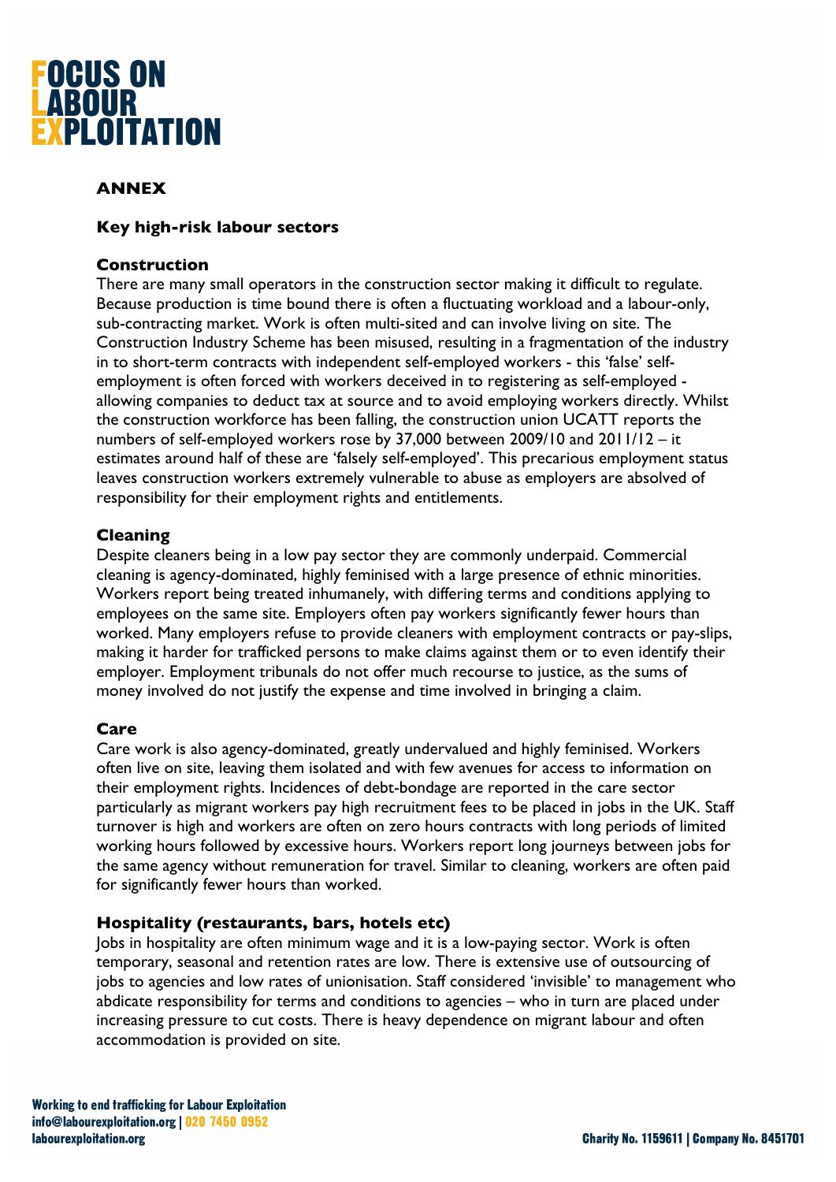## ANNEX

### Key high-risk labour sectors

#### Construction

There are many small operators in the construction sector making it difficult to regulate. Because production is time bound there is often a fluctuating workload and a labour-only, sub-contracting market. Work is often multi-sited and can involve living on site. The Construction Industry Scheme has been misused, resulting in a fragmentation of the industry in to short-term contracts with independent self-employed workers - this 'false' self-employment is often forced with workers deceived in to registering as self-employed - allowing companies to deduct tax at source and to avoid employing workers directly. Whilst the construction workforce has been falling, the construction union UCATT reports the numbers of self-employed workers rose by 37,000 between 2009/10 and 2011/12 – it estimates around half of these are 'falsely self-employed'. This precarious employment status leaves construction workers extremely vulnerable to abuse as employers are absolved of responsibility for their employment rights and entitlements.

#### Cleaning

Despite cleaners being in a low pay sector they are commonly underpaid. Commercial cleaning is agency-dominated, highly feminised with a large presence of ethnic minorities. Workers report being treated inhumanely, with differing terms and conditions applying to employees on the same site. Employers often pay workers significantly fewer hours than worked. Many employers refuse to provide cleaners with employment contracts or pay-slips, making it harder for trafficked persons to make claims against them or to even identify their employer. Employment tribunals do not offer much recourse to justice, as the sums of money involved do not justify the expense and time involved in bringing a claim.

#### Care

Care work is also agency-dominated, greatly undervalued and highly feminised. Workers often live on site, leaving them isolated and with few avenues for access to information on their employment rights. Incidences of debt-bondage are reported in the care sector particularly as migrant workers pay high recruitment fees to be placed in jobs in the UK. Staff turnover is high and workers are often on zero hours contracts with long periods of limited working hours followed by excessive hours. Workers report long journeys between jobs for the same agency without remuneration for travel. Similar to cleaning, workers are often paid for significantly fewer hours than worked.

#### Hospitality (restaurants, bars, hotels etc)

Jobs in hospitality are often minimum wage and it is a low-paying sector. Work is often temporary, seasonal and retention rates are low. There is extensive use of outsourcing of jobs to agencies and low rates of unionisation. Staff considered 'invisible' to management who abdicate responsibility for terms and conditions to agencies – who in turn are placed under increasing pressure to cut costs. There is heavy dependence on migrant labour and often accommodation is provided on site.